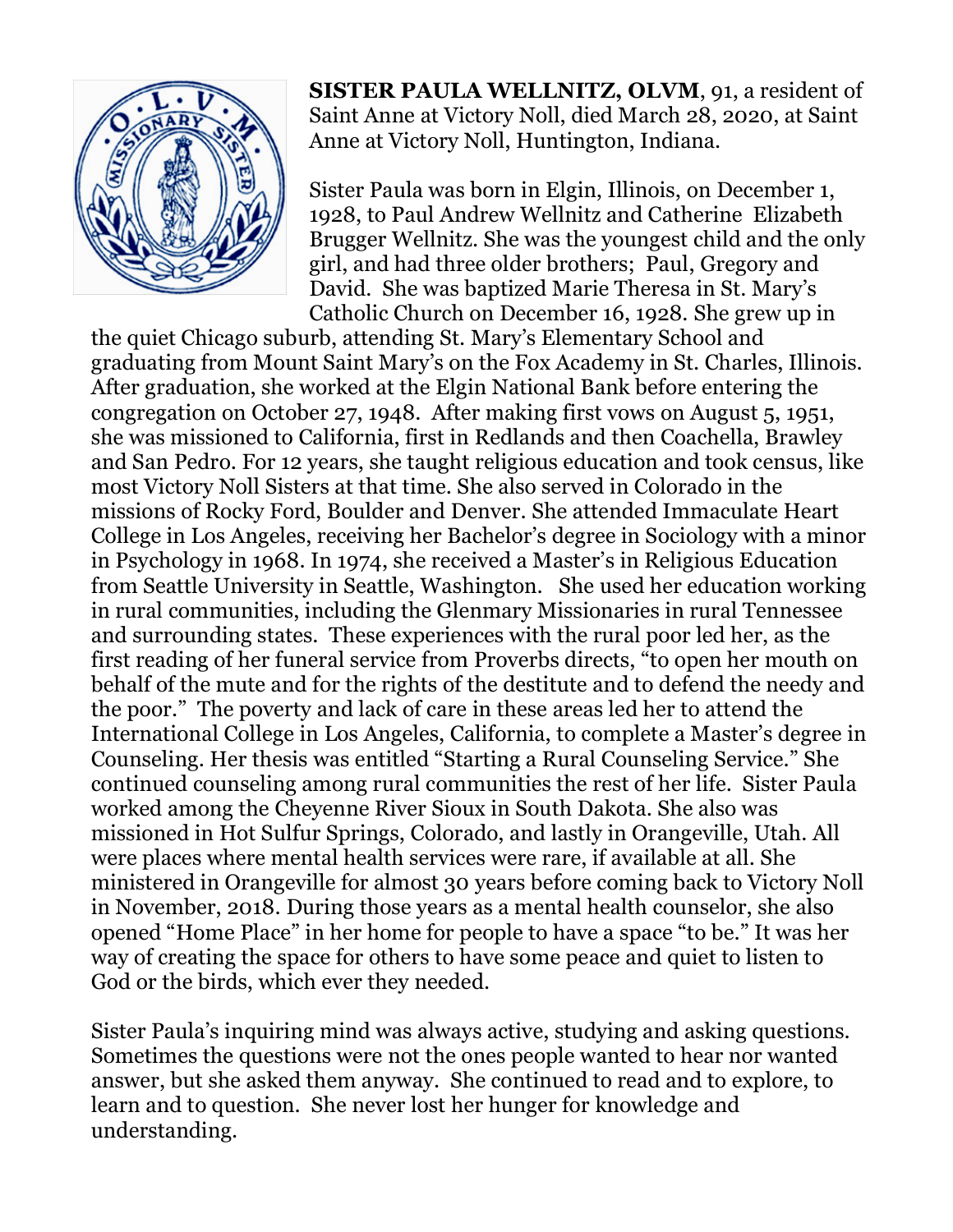**SISTER PAULA WELLNITZ, OLVM**, 91, a resident of Saint Anne at Victory Noll, died March 28, 2020, at Saint Anne at Victory Noll, Huntington, Indiana.

Sister Paula was born in Elgin, Illinois, on December 1, 1928, to Paul Andrew Wellnitz and Catherine Elizabeth Brugger Wellnitz. She was the youngest child and the only girl, and had three older brothers; Paul, Gregory and David. She was baptized Marie Theresa in St. Mary's Catholic Church on December 16, 1928. She grew up in the quiet Chicago suburb, attending St. Mary's Elementary School and graduating from Mount Saint Mary's on the Fox Academy in St. Charles, Illinois. After graduation, she worked at the Elgin National Bank before entering the congregation on October 27, 1948. After making first vows on August 5, 1951, she was missioned to California, first in Redlands and then Coachella, Brawley and San Pedro. For 12 years, she taught religious education and took census, like most Victory Noll Sisters at that time. She also served in Colorado in the missions of Rocky Ford, Boulder and Denver. She attended Immaculate Heart College in Los Angeles, receiving her Bachelor's degree in Sociology with a minor in Psychology in 1968. In 1974, she received a Master's in Religious Education from Seattle University in Seattle, Washington. She used her education working in rural communities, including the Glenmary Missionaries in rural Tennessee and surrounding states. These experiences with the rural poor led her, as the first reading of her funeral service from Proverbs directs, "to open her mouth on behalf of the mute and for the rights of the destitute and to defend the needy and the poor." The poverty and lack of care in these areas led her to attend the International College in Los Angeles, California, to complete a Master's degree in Counseling. Her thesis was entitled "Starting a Rural Counseling Service." She continued counseling among rural communities the rest of her life. Sister Paula worked among the Cheyenne River Sioux in South Dakota. She also was missioned in Hot Sulfur Springs, Colorado, and lastly in Orangeville, Utah. All were places where mental health services were rare, if available at all. She ministered in Orangeville for almost 30 years before coming back to Victory Noll in November, 2018. During those years as a mental health counselor, she also opened "Home Place" in her home for people to have a space "to be." It was her way of creating the space for others to have some peace and quiet to listen to God or the birds, which ever they needed.

Sister Paula's inquiring mind was always active, studying and asking questions. Sometimes the questions were not the ones people wanted to hear nor wanted answer, but she asked them anyway. She continued to read and to explore, to learn and to question. She never lost her hunger for knowledge and understanding.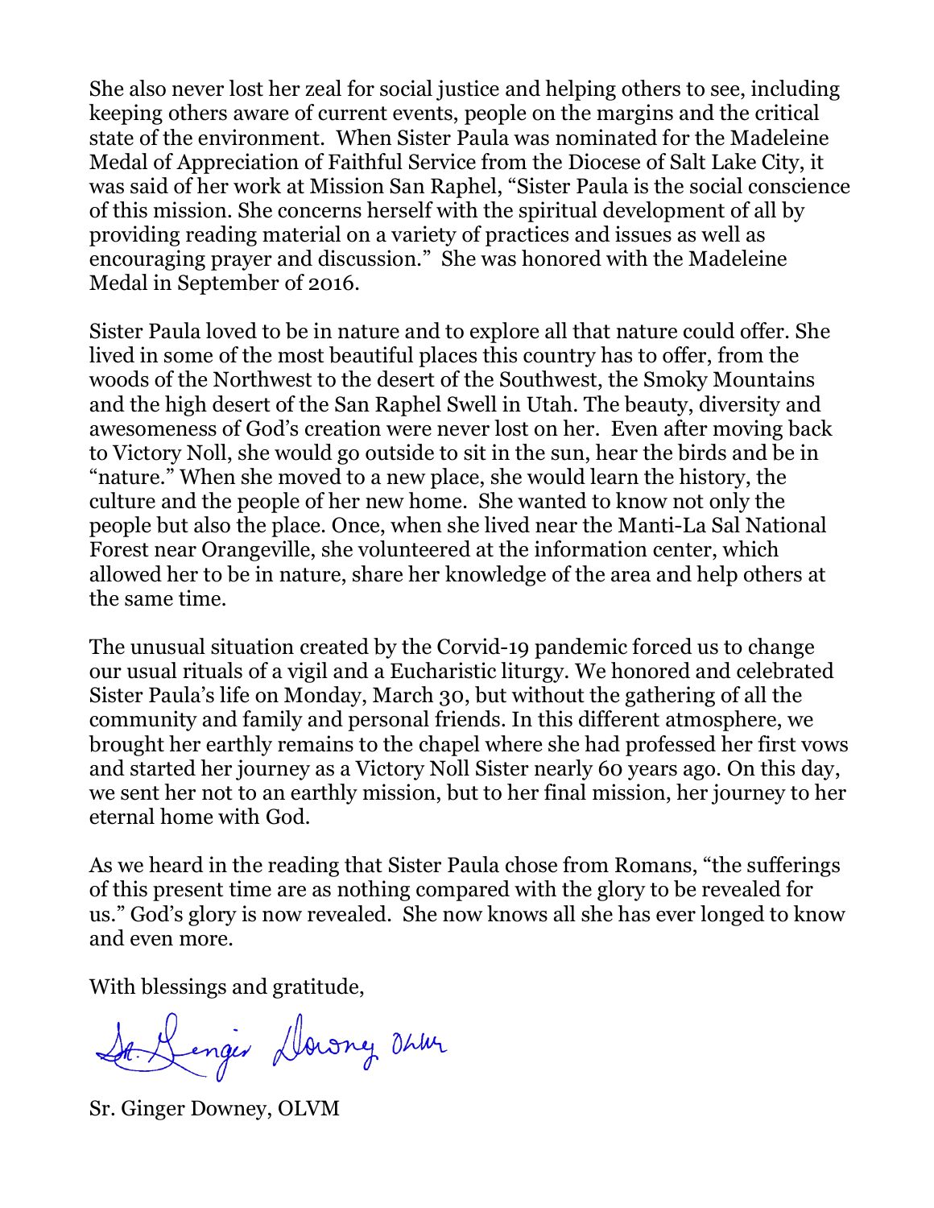She also never lost her zeal for social justice and helping others to see, including keeping others aware of current events, people on the margins and the critical state of the environment. When Sister Paula was nominated for the Madeleine Medal of Appreciation of Faithful Service from the Diocese of Salt Lake City, it was said of her work at Mission San Raphel, "Sister Paula is the social conscience of this mission. She concerns herself with the spiritual development of all by providing reading material on a variety of practices and issues as well as encouraging prayer and discussion." She was honored with the Madeleine Medal in September of 2016.

Sister Paula loved to be in nature and to explore all that nature could offer. She lived in some of the most beautiful places this country has to offer, from the woods of the Northwest to the desert of the Southwest, the Smoky Mountains and the high desert of the San Raphel Swell in Utah. The beauty, diversity and awesomeness of God's creation were never lost on her. Even after moving back to Victory Noll, she would go outside to sit in the sun, hear the birds and be in "nature." When she moved to a new place, she would learn the history, the culture and the people of her new home. She wanted to know not only the people but also the place. Once, when she lived near the Manti-La Sal National Forest near Orangeville, she volunteered at the information center, which allowed her to be in nature, share her knowledge of the area and help others at the same time.

The unusual situation created by the Corvid-19 pandemic forced us to change our usual rituals of a vigil and a Eucharistic liturgy. We honored and celebrated Sister Paula's life on Monday, March 30, but without the gathering of all the community and family and personal friends. In this different atmosphere, we brought her earthly remains to the chapel where she had professed her first vows and started her journey as a Victory Noll Sister nearly 60 years ago. On this day, we sent her not to an earthly mission, but to her final mission, her journey to her eternal home with God.

As we heard in the reading that Sister Paula chose from Romans, "the sufferings of this present time are as nothing compared with the glory to be revealed for us." God's glory is now revealed. She now knows all she has ever longed to know and even more.

With blessings and gratitude,

Sr. Ginger Downey OLVM

Sr. Ginger Downey, OLVM